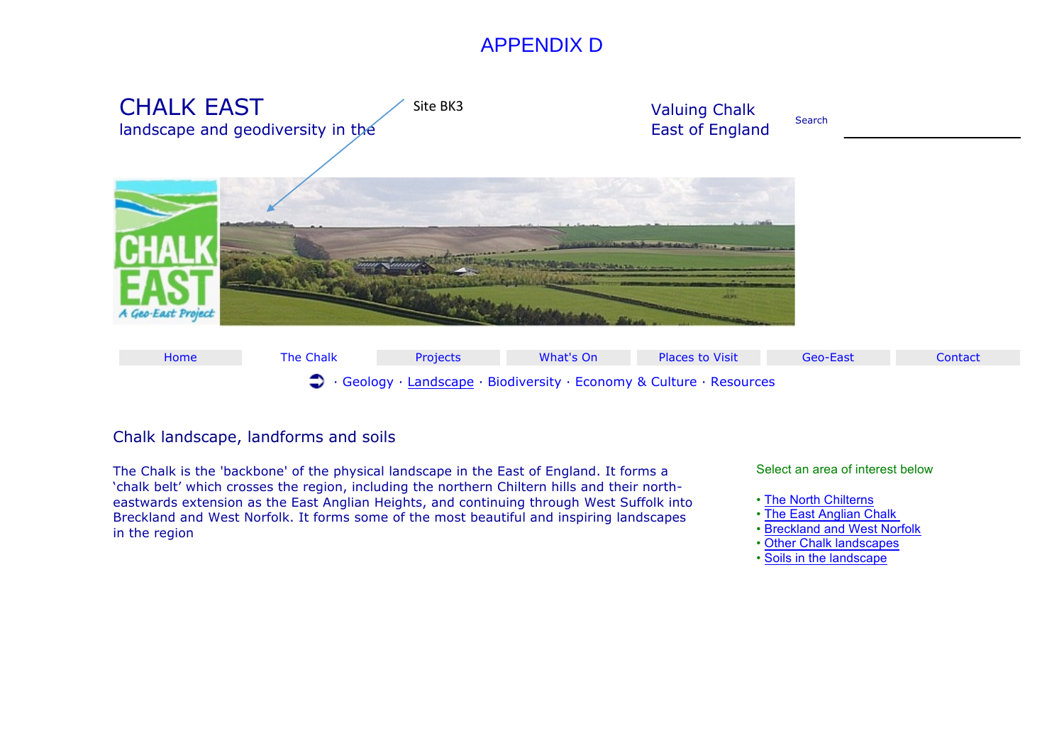# APPENDIX D

CHALK EAST
landscape and geodiversity in the

Site BK3

Valuing Chalk
East of England

Search

Home | The Chalk | Projects | What's On | Places to Visit | Geo-East | Contact

· Geology · Landscape · Biodiversity · Economy & Culture · Resources

## Chalk landscape, landforms and soils

The Chalk is the 'backbone' of the physical landscape in the East of England. It forms a 'chalk belt' which crosses the region, including the northern Chiltern hills and their north-eastwards extension as the East Anglian Heights, and continuing through West Suffolk into Breckland and West Norfolk. It forms some of the most beautiful and inspiring landscapes in the region

Select an area of interest below

- The North Chilterns
- The East Anglian Chalk
- Breckland and West Norfolk
- Other Chalk landscapes
- Soils in the landscape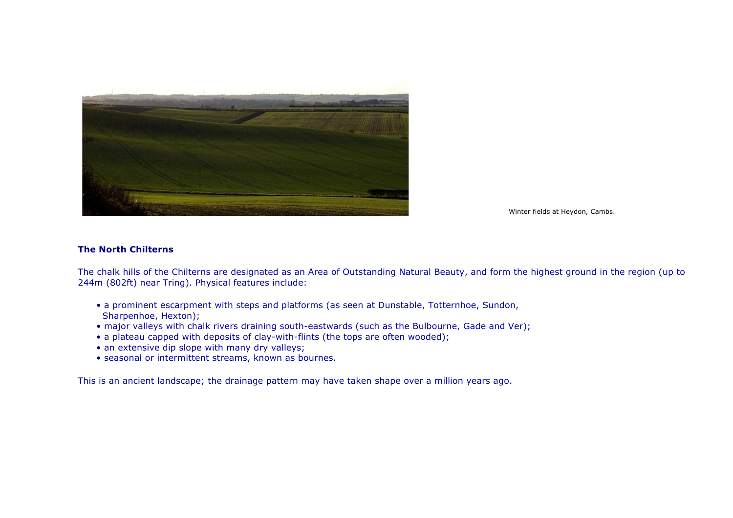Winter fields at Heydon, Cambs.

**The North Chilterns**

The chalk hills of the Chilterns are designated as an Area of Outstanding Natural Beauty, and form the highest ground in the region (up to 244m (802ft) near Tring). Physical features include:

- a prominent escarpment with steps and platforms (as seen at Dunstable, Totternhoe, Sundon, Sharpenhoe, Hexton);
- major valleys with chalk rivers draining south-eastwards (such as the Bulbourne, Gade and Ver);
- a plateau capped with deposits of clay-with-flints (the tops are often wooded);
- an extensive dip slope with many dry valleys;
- seasonal or intermittent streams, known as bournes.

This is an ancient landscape; the drainage pattern may have taken shape over a million years ago.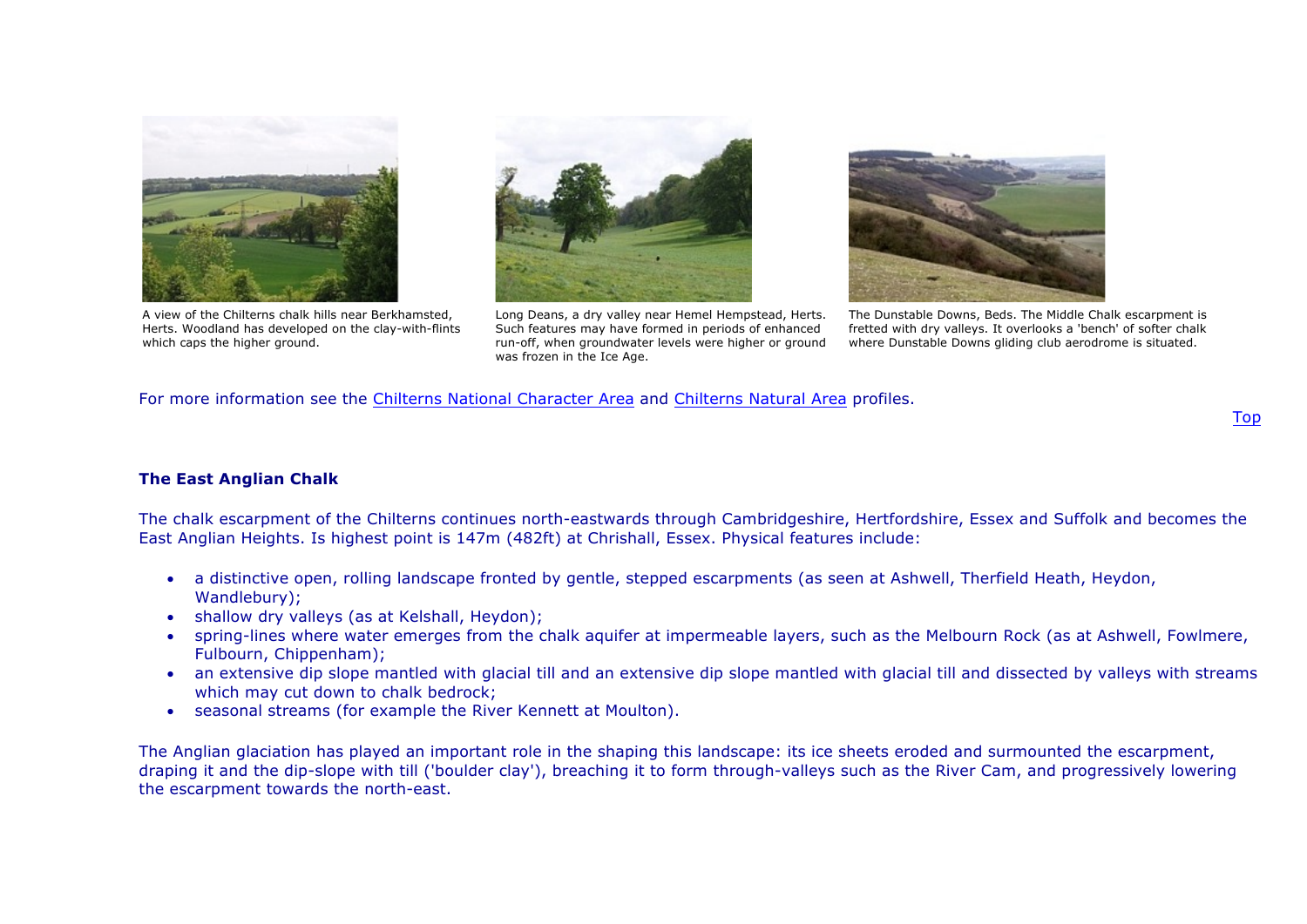A view of the Chilterns chalk hills near Berkhamsted, Herts. Woodland has developed on the clay-with-flints which caps the higher ground.

Long Deans, a dry valley near Hemel Hempstead, Herts. Such features may have formed in periods of enhanced run-off, when groundwater levels were higher or ground was frozen in the Ice Age.

The Dunstable Downs, Beds. The Middle Chalk escarpment is fretted with dry valleys. It overlooks a 'bench' of softer chalk where Dunstable Downs gliding club aerodrome is situated.

For more information see the Chilterns National Character Area and Chilterns Natural Area profiles.

Top

### The East Anglian Chalk

The chalk escarpment of the Chilterns continues north-eastwards through Cambridgeshire, Hertfordshire, Essex and Suffolk and becomes the East Anglian Heights. Is highest point is 147m (482ft) at Chrishall, Essex. Physical features include:

- a distinctive open, rolling landscape fronted by gentle, stepped escarpments (as seen at Ashwell, Therfield Heath, Heydon, Wandlebury);
- shallow dry valleys (as at Kelshall, Heydon);
- spring-lines where water emerges from the chalk aquifer at impermeable layers, such as the Melbourn Rock (as at Ashwell, Fowlmere, Fulbourn, Chippenham);
- an extensive dip slope mantled with glacial till and an extensive dip slope mantled with glacial till and dissected by valleys with streams which may cut down to chalk bedrock;
- seasonal streams (for example the River Kennett at Moulton).

The Anglian glaciation has played an important role in the shaping this landscape: its ice sheets eroded and surmounted the escarpment, draping it and the dip-slope with till ('boulder clay'), breaching it to form through-valleys such as the River Cam, and progressively lowering the escarpment towards the north-east.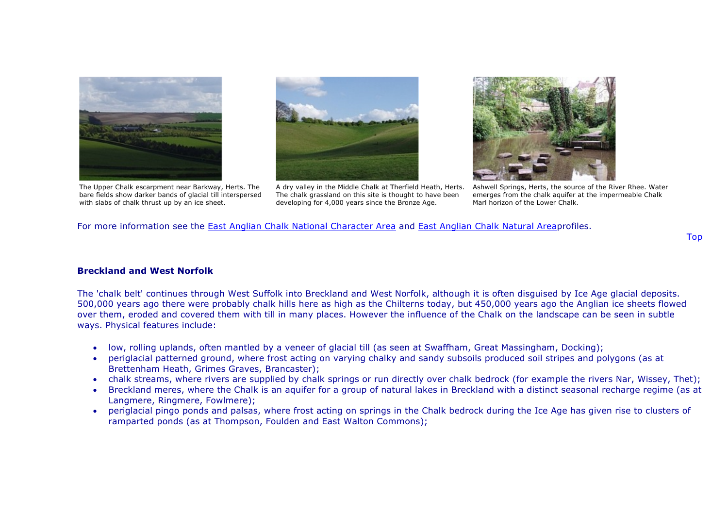The Upper Chalk escarpment near Barkway, Herts. The bare fields show darker bands of glacial till interspersed with slabs of chalk thrust up by an ice sheet.

A dry valley in the Middle Chalk at Therfield Heath, Herts. The chalk grassland on this site is thought to have been developing for 4,000 years since the Bronze Age.

Ashwell Springs, Herts, the source of the River Rhee. Water emerges from the chalk aquifer at the impermeable Chalk Marl horizon of the Lower Chalk.

For more information see the East Anglian Chalk National Character Area and East Anglian Chalk Natural Areaprofiles.

Top

### Breckland and West Norfolk

The 'chalk belt' continues through West Suffolk into Breckland and West Norfolk, although it is often disguised by Ice Age glacial deposits. 500,000 years ago there were probably chalk hills here as high as the Chilterns today, but 450,000 years ago the Anglian ice sheets flowed over them, eroded and covered them with till in many places. However the influence of the Chalk on the landscape can be seen in subtle ways. Physical features include:

- low, rolling uplands, often mantled by a veneer of glacial till (as seen at Swaffham, Great Massingham, Docking);
- periglacial patterned ground, where frost acting on varying chalky and sandy subsoils produced soil stripes and polygons (as at Brettenham Heath, Grimes Graves, Brancaster);
- chalk streams, where rivers are supplied by chalk springs or run directly over chalk bedrock (for example the rivers Nar, Wissey, Thet);
- Breckland meres, where the Chalk is an aquifer for a group of natural lakes in Breckland with a distinct seasonal recharge regime (as at Langmere, Ringmere, Fowlmere);
- periglacial pingo ponds and palsas, where frost acting on springs in the Chalk bedrock during the Ice Age has given rise to clusters of ramparted ponds (as at Thompson, Foulden and East Walton Commons);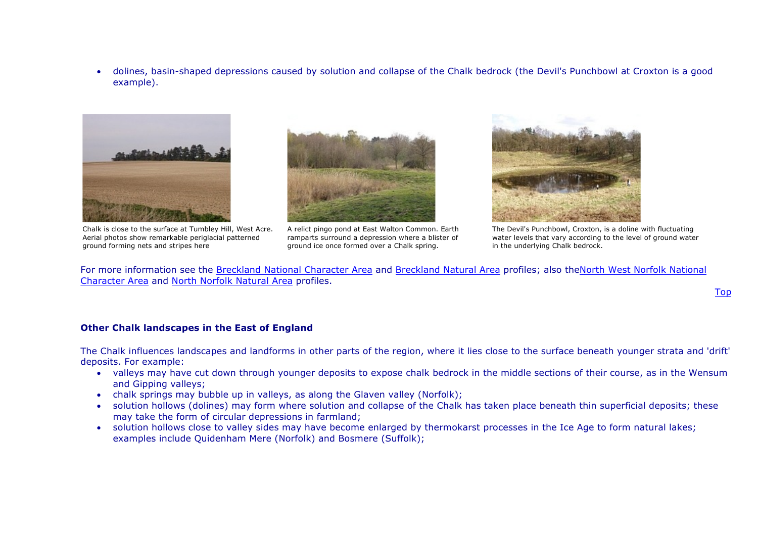- dolines, basin-shaped depressions caused by solution and collapse of the Chalk bedrock (the Devil's Punchbowl at Croxton is a good example).

Chalk is close to the surface at Tumbley Hill, West Acre. Aerial photos show remarkable periglacial patterned ground forming nets and stripes here

A relict pingo pond at East Walton Common. Earth ramparts surround a depression where a blister of ground ice once formed over a Chalk spring.

The Devil's Punchbowl, Croxton, is a doline with fluctuating water levels that vary according to the level of ground water in the underlying Chalk bedrock.

For more information see the Breckland National Character Area and Breckland Natural Area profiles; also theNorth West Norfolk National Character Area and North Norfolk Natural Area profiles.

Top

### Other Chalk landscapes in the East of England

The Chalk influences landscapes and landforms in other parts of the region, where it lies close to the surface beneath younger strata and 'drift' deposits. For example:

- valleys may have cut down through younger deposits to expose chalk bedrock in the middle sections of their course, as in the Wensum and Gipping valleys;
- chalk springs may bubble up in valleys, as along the Glaven valley (Norfolk);
- solution hollows (dolines) may form where solution and collapse of the Chalk has taken place beneath thin superficial deposits; these may take the form of circular depressions in farmland;
- solution hollows close to valley sides may have become enlarged by thermokarst processes in the Ice Age to form natural lakes; examples include Quidenham Mere (Norfolk) and Bosmere (Suffolk);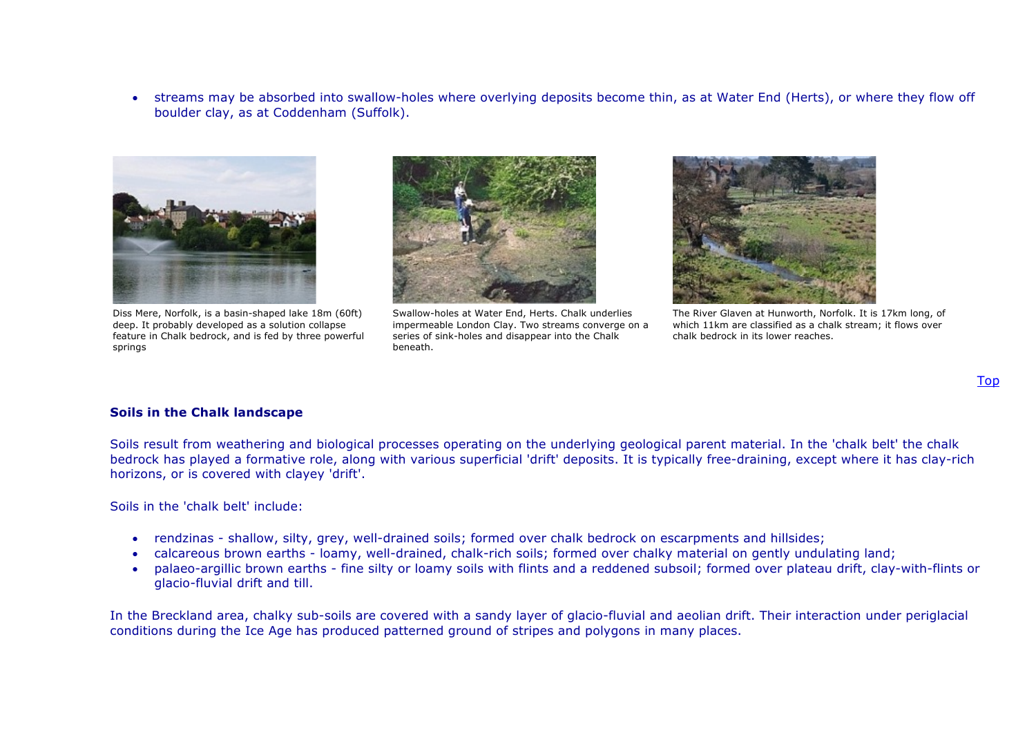- streams may be absorbed into swallow-holes where overlying deposits become thin, as at Water End (Herts), or where they flow off boulder clay, as at Coddenham (Suffolk).

Diss Mere, Norfolk, is a basin-shaped lake 18m (60ft) deep. It probably developed as a solution collapse feature in Chalk bedrock, and is fed by three powerful springs

Swallow-holes at Water End, Herts. Chalk underlies impermeable London Clay. Two streams converge on a series of sink-holes and disappear into the Chalk beneath.

The River Glaven at Hunworth, Norfolk. It is 17km long, of which 11km are classified as a chalk stream; it flows over chalk bedrock in its lower reaches.

Top

### Soils in the Chalk landscape

Soils result from weathering and biological processes operating on the underlying geological parent material. In the 'chalk belt' the chalk bedrock has played a formative role, along with various superficial 'drift' deposits. It is typically free-draining, except where it has clay-rich horizons, or is covered with clayey 'drift'.

Soils in the 'chalk belt' include:

- rendzinas - shallow, silty, grey, well-drained soils; formed over chalk bedrock on escarpments and hillsides;
- calcareous brown earths - loamy, well-drained, chalk-rich soils; formed over chalky material on gently undulating land;
- palaeo-argillic brown earths - fine silty or loamy soils with flints and a reddened subsoil; formed over plateau drift, clay-with-flints or glacio-fluvial drift and till.

In the Breckland area, chalky sub-soils are covered with a sandy layer of glacio-fluvial and aeolian drift. Their interaction under periglacial conditions during the Ice Age has produced patterned ground of stripes and polygons in many places.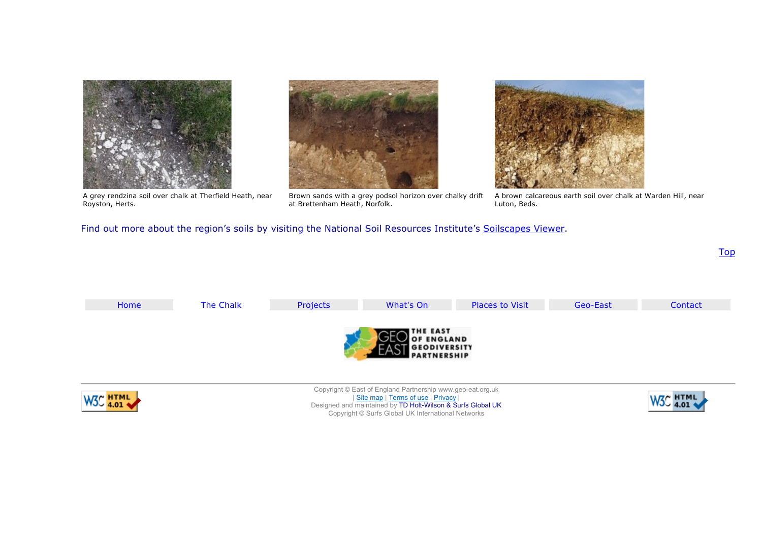A grey rendzina soil over chalk at Therfield Heath, near Royston, Herts.

Brown sands with a grey podsol horizon over chalky drift at Brettenham Heath, Norfolk.

A brown calcareous earth soil over chalk at Warden Hill, near Luton, Beds.

Find out more about the region's soils by visiting the National Soil Resources Institute's Soilscapes Viewer.

Top

Home | The Chalk | Projects | What's On | Places to Visit | Geo-East | Contact

THE EAST OF ENGLAND GEODIVERSITY PARTNERSHIP

Copyright © East of England Partnership www.geo-eat.org.uk
| Site map | Terms of use | Privacy |
Designed and maintained by TD Holt-Wilson & Surfs Global UK
Copyright © Surfs Global UK International Networks